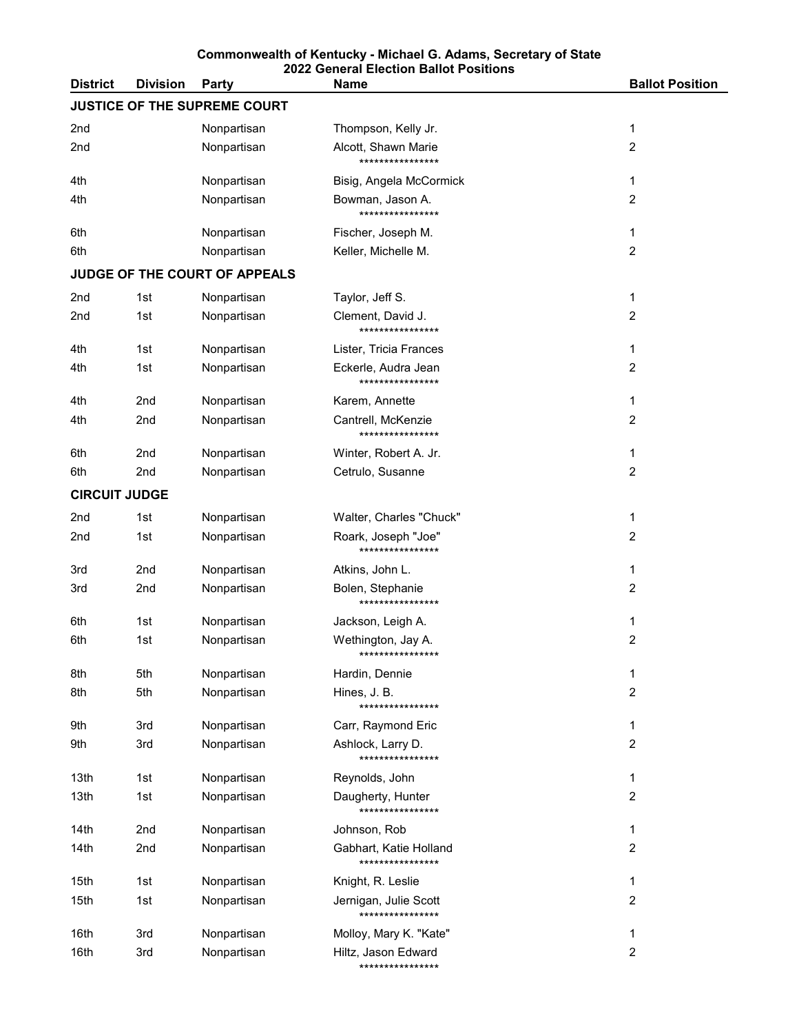**Commonwealth of Kentucky - Michael G. Adams, Secretary of State**
**2022 General Election Ballot Positions**

| District | Division | Party | Name | Ballot Position |
|---|---|---|---|---|
| **JUSTICE OF THE SUPREME COURT** | | | | |
| 2nd | | Nonpartisan | Thompson, Kelly Jr. | 1 |
| 2nd | | Nonpartisan | Alcott, Shawn Marie | 2 |
| | | | **************** | |
| 4th | | Nonpartisan | Bisig, Angela McCormick | 1 |
| 4th | | Nonpartisan | Bowman, Jason A. | 2 |
| | | | **************** | |
| 6th | | Nonpartisan | Fischer, Joseph M. | 1 |
| 6th | | Nonpartisan | Keller, Michelle M. | 2 |
| **JUDGE OF THE COURT OF APPEALS** | | | | |
| 2nd | 1st | Nonpartisan | Taylor, Jeff S. | 1 |
| 2nd | 1st | Nonpartisan | Clement, David J. | 2 |
| | | | **************** | |
| 4th | 1st | Nonpartisan | Lister, Tricia Frances | 1 |
| 4th | 1st | Nonpartisan | Eckerle, Audra Jean | 2 |
| | | | **************** | |
| 4th | 2nd | Nonpartisan | Karem, Annette | 1 |
| 4th | 2nd | Nonpartisan | Cantrell, McKenzie | 2 |
| | | | **************** | |
| 6th | 2nd | Nonpartisan | Winter, Robert A. Jr. | 1 |
| 6th | 2nd | Nonpartisan | Cetrulo, Susanne | 2 |
| **CIRCUIT JUDGE** | | | | |
| 2nd | 1st | Nonpartisan | Walter, Charles "Chuck" | 1 |
| 2nd | 1st | Nonpartisan | Roark, Joseph "Joe" | 2 |
| | | | **************** | |
| 3rd | 2nd | Nonpartisan | Atkins, John L. | 1 |
| 3rd | 2nd | Nonpartisan | Bolen, Stephanie | 2 |
| | | | **************** | |
| 6th | 1st | Nonpartisan | Jackson, Leigh A. | 1 |
| 6th | 1st | Nonpartisan | Wethington, Jay A. | 2 |
| | | | **************** | |
| 8th | 5th | Nonpartisan | Hardin, Dennie | 1 |
| 8th | 5th | Nonpartisan | Hines, J. B. | 2 |
| | | | **************** | |
| 9th | 3rd | Nonpartisan | Carr, Raymond Eric | 1 |
| 9th | 3rd | Nonpartisan | Ashlock, Larry D. | 2 |
| | | | **************** | |
| 13th | 1st | Nonpartisan | Reynolds, John | 1 |
| 13th | 1st | Nonpartisan | Daugherty, Hunter | 2 |
| | | | **************** | |
| 14th | 2nd | Nonpartisan | Johnson, Rob | 1 |
| 14th | 2nd | Nonpartisan | Gabhart, Katie Holland | 2 |
| | | | **************** | |
| 15th | 1st | Nonpartisan | Knight, R. Leslie | 1 |
| 15th | 1st | Nonpartisan | Jernigan, Julie Scott | 2 |
| | | | **************** | |
| 16th | 3rd | Nonpartisan | Molloy, Mary K. "Kate" | 1 |
| 16th | 3rd | Nonpartisan | Hiltz, Jason Edward | 2 |
| | | | **************** | |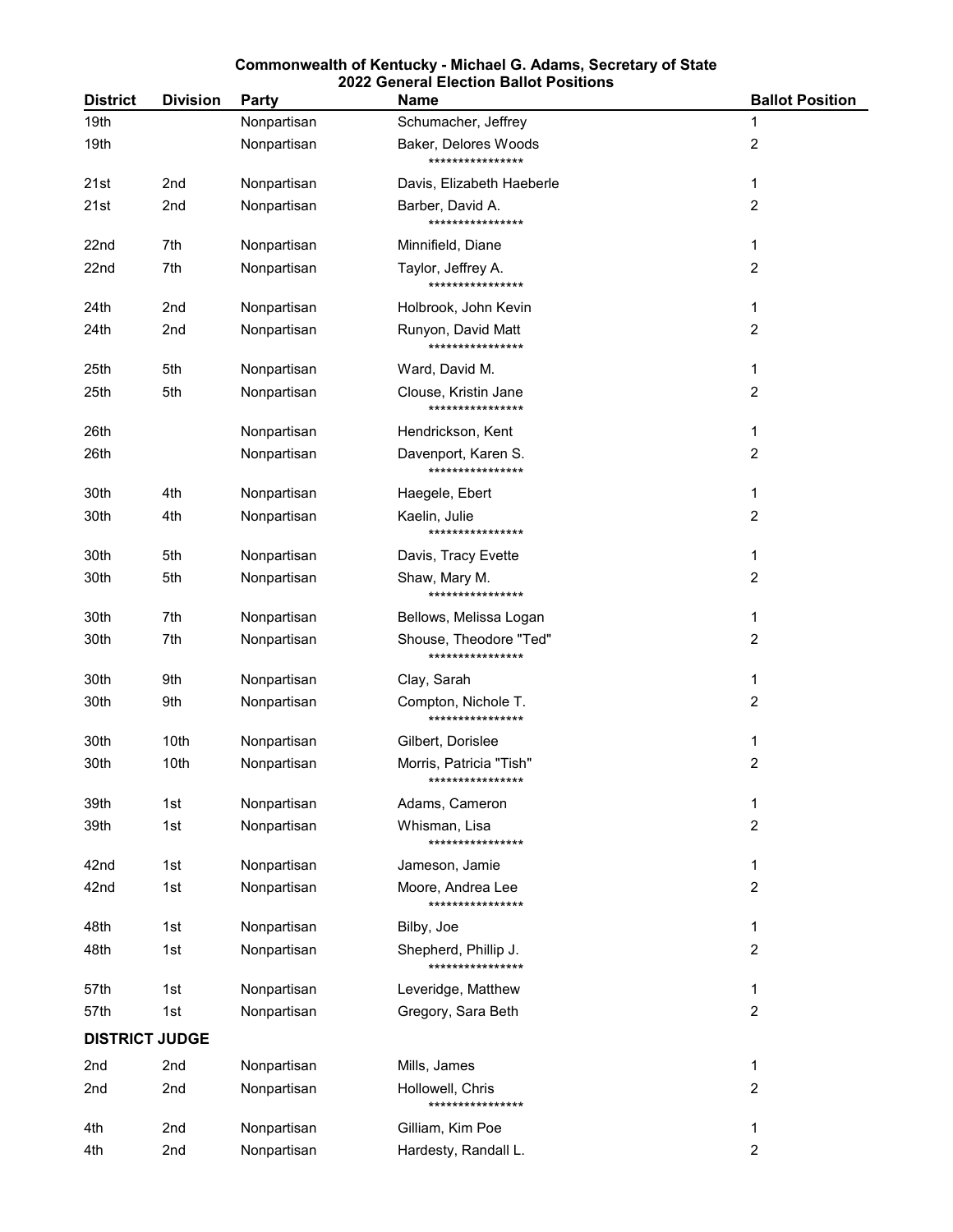**Commonwealth of Kentucky - Michael G. Adams, Secretary of State**
**2022 General Election Ballot Positions**

| District | Division | Party | Name | Ballot Position |
|---|---|---|---|---|
| 19th | | Nonpartisan | Schumacher, Jeffrey | 1 |
| 19th | | Nonpartisan | Baker, Delores Woods | 2 |
| | | | **************** | |
| 21st | 2nd | Nonpartisan | Davis, Elizabeth Haeberle | 1 |
| 21st | 2nd | Nonpartisan | Barber, David A. | 2 |
| | | | **************** | |
| 22nd | 7th | Nonpartisan | Minnifield, Diane | 1 |
| 22nd | 7th | Nonpartisan | Taylor, Jeffrey A. | 2 |
| | | | **************** | |
| 24th | 2nd | Nonpartisan | Holbrook, John Kevin | 1 |
| 24th | 2nd | Nonpartisan | Runyon, David Matt | 2 |
| | | | **************** | |
| 25th | 5th | Nonpartisan | Ward, David M. | 1 |
| 25th | 5th | Nonpartisan | Clouse, Kristin Jane | 2 |
| | | | **************** | |
| 26th | | Nonpartisan | Hendrickson, Kent | 1 |
| 26th | | Nonpartisan | Davenport, Karen S. | 2 |
| | | | **************** | |
| 30th | 4th | Nonpartisan | Haegele, Ebert | 1 |
| 30th | 4th | Nonpartisan | Kaelin, Julie | 2 |
| | | | **************** | |
| 30th | 5th | Nonpartisan | Davis, Tracy Evette | 1 |
| 30th | 5th | Nonpartisan | Shaw, Mary M. | 2 |
| | | | **************** | |
| 30th | 7th | Nonpartisan | Bellows, Melissa Logan | 1 |
| 30th | 7th | Nonpartisan | Shouse, Theodore "Ted" | 2 |
| | | | **************** | |
| 30th | 9th | Nonpartisan | Clay, Sarah | 1 |
| 30th | 9th | Nonpartisan | Compton, Nichole T. | 2 |
| | | | **************** | |
| 30th | 10th | Nonpartisan | Gilbert, Dorislee | 1 |
| 30th | 10th | Nonpartisan | Morris, Patricia "Tish" | 2 |
| | | | **************** | |
| 39th | 1st | Nonpartisan | Adams, Cameron | 1 |
| 39th | 1st | Nonpartisan | Whisman, Lisa | 2 |
| | | | **************** | |
| 42nd | 1st | Nonpartisan | Jameson, Jamie | 1 |
| 42nd | 1st | Nonpartisan | Moore, Andrea Lee | 2 |
| | | | **************** | |
| 48th | 1st | Nonpartisan | Bilby, Joe | 1 |
| 48th | 1st | Nonpartisan | Shepherd, Phillip J. | 2 |
| | | | **************** | |
| 57th | 1st | Nonpartisan | Leveridge, Matthew | 1 |
| 57th | 1st | Nonpartisan | Gregory, Sara Beth | 2 |
| **DISTRICT JUDGE** | | | | |
| 2nd | 2nd | Nonpartisan | Mills, James | 1 |
| 2nd | 2nd | Nonpartisan | Hollowell, Chris | 2 |
| | | | **************** | |
| 4th | 2nd | Nonpartisan | Gilliam, Kim Poe | 1 |
| 4th | 2nd | Nonpartisan | Hardesty, Randall L. | 2 |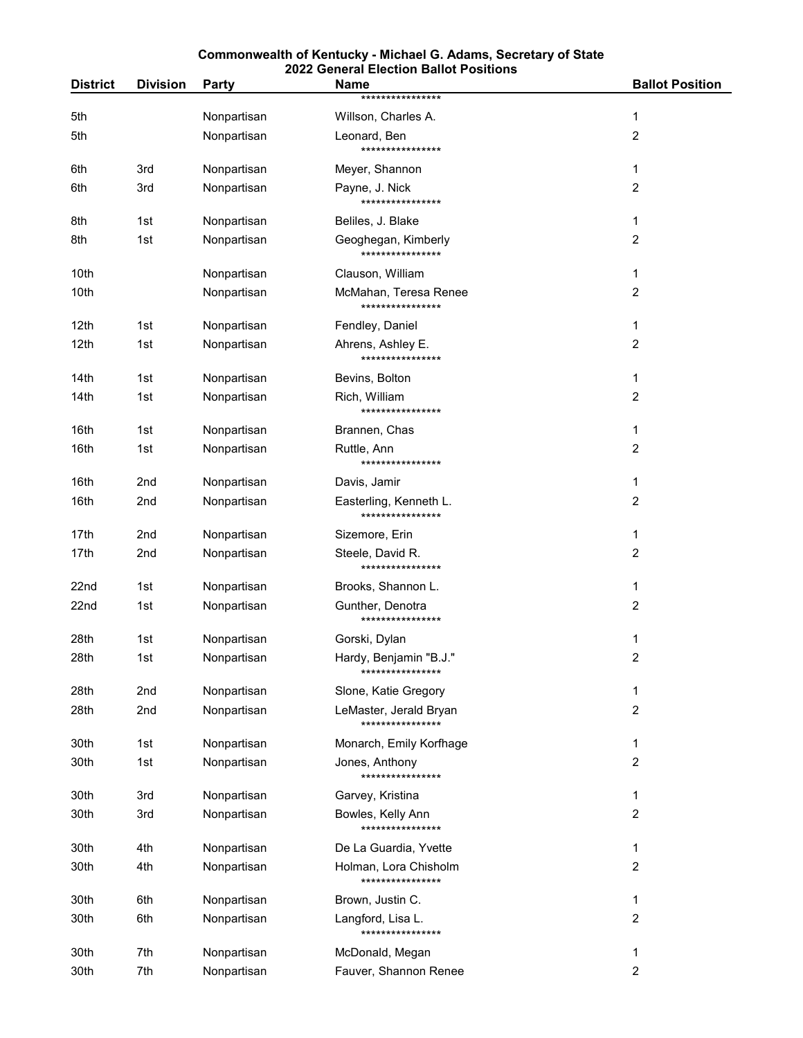**Commonwealth of Kentucky - Michael G. Adams, Secretary of State**
**2022 General Election Ballot Positions**

| District | Division | Party | Name | Ballot Position |
|---|---|---|---|---|
| | | | **************** | |
| 5th | | Nonpartisan | Willson, Charles A. | 1 |
| 5th | | Nonpartisan | Leonard, Ben | 2 |
| | | | **************** | |
| 6th | 3rd | Nonpartisan | Meyer, Shannon | 1 |
| 6th | 3rd | Nonpartisan | Payne, J. Nick | 2 |
| | | | **************** | |
| 8th | 1st | Nonpartisan | Beliles, J. Blake | 1 |
| 8th | 1st | Nonpartisan | Geoghegan, Kimberly | 2 |
| | | | **************** | |
| 10th | | Nonpartisan | Clauson, William | 1 |
| 10th | | Nonpartisan | McMahan, Teresa Renee | 2 |
| | | | **************** | |
| 12th | 1st | Nonpartisan | Fendley, Daniel | 1 |
| 12th | 1st | Nonpartisan | Ahrens, Ashley E. | 2 |
| | | | **************** | |
| 14th | 1st | Nonpartisan | Bevins, Bolton | 1 |
| 14th | 1st | Nonpartisan | Rich, William | 2 |
| | | | **************** | |
| 16th | 1st | Nonpartisan | Brannen, Chas | 1 |
| 16th | 1st | Nonpartisan | Ruttle, Ann | 2 |
| | | | **************** | |
| 16th | 2nd | Nonpartisan | Davis, Jamir | 1 |
| 16th | 2nd | Nonpartisan | Easterling, Kenneth L. | 2 |
| | | | **************** | |
| 17th | 2nd | Nonpartisan | Sizemore, Erin | 1 |
| 17th | 2nd | Nonpartisan | Steele, David R. | 2 |
| | | | **************** | |
| 22nd | 1st | Nonpartisan | Brooks, Shannon L. | 1 |
| 22nd | 1st | Nonpartisan | Gunther, Denotra | 2 |
| | | | **************** | |
| 28th | 1st | Nonpartisan | Gorski, Dylan | 1 |
| 28th | 1st | Nonpartisan | Hardy, Benjamin "B.J." | 2 |
| | | | **************** | |
| 28th | 2nd | Nonpartisan | Slone, Katie Gregory | 1 |
| 28th | 2nd | Nonpartisan | LeMaster, Jerald Bryan | 2 |
| | | | **************** | |
| 30th | 1st | Nonpartisan | Monarch, Emily Korfhage | 1 |
| 30th | 1st | Nonpartisan | Jones, Anthony | 2 |
| | | | **************** | |
| 30th | 3rd | Nonpartisan | Garvey, Kristina | 1 |
| 30th | 3rd | Nonpartisan | Bowles, Kelly Ann | 2 |
| | | | **************** | |
| 30th | 4th | Nonpartisan | De La Guardia, Yvette | 1 |
| 30th | 4th | Nonpartisan | Holman, Lora Chisholm | 2 |
| | | | **************** | |
| 30th | 6th | Nonpartisan | Brown, Justin C. | 1 |
| 30th | 6th | Nonpartisan | Langford, Lisa L. | 2 |
| | | | **************** | |
| 30th | 7th | Nonpartisan | McDonald, Megan | 1 |
| 30th | 7th | Nonpartisan | Fauver, Shannon Renee | 2 |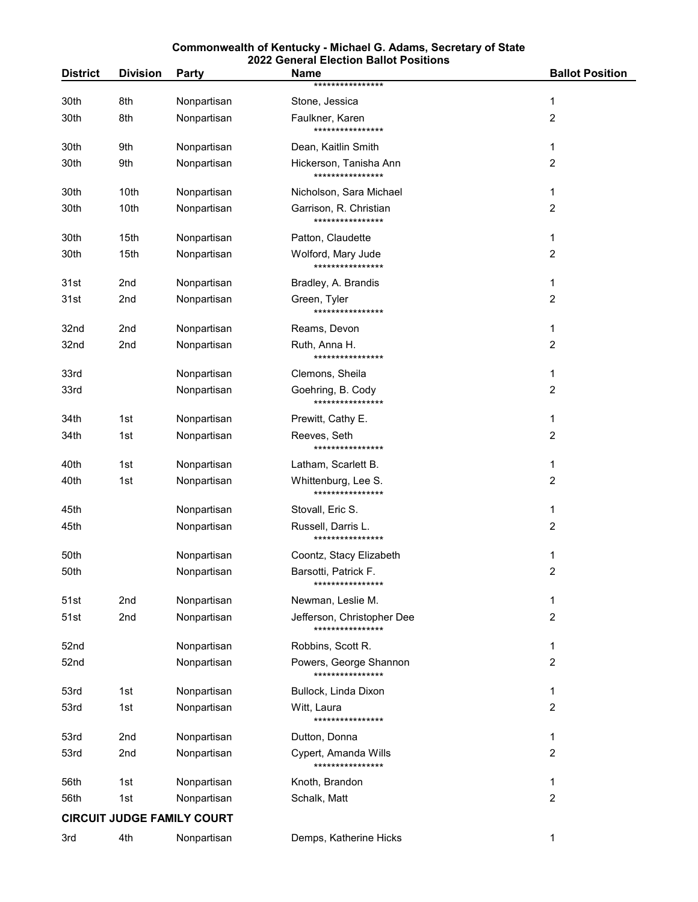**Commonwealth of Kentucky - Michael G. Adams, Secretary of State**
**2022 General Election Ballot Positions**

| District | Division | Party | Name | Ballot Position |
|---|---|---|---|---|
| | | | **************** | |
| 30th | 8th | Nonpartisan | Stone, Jessica | 1 |
| 30th | 8th | Nonpartisan | Faulkner, Karen | 2 |
| | | | **************** | |
| 30th | 9th | Nonpartisan | Dean, Kaitlin Smith | 1 |
| 30th | 9th | Nonpartisan | Hickerson, Tanisha Ann | 2 |
| | | | **************** | |
| 30th | 10th | Nonpartisan | Nicholson, Sara Michael | 1 |
| 30th | 10th | Nonpartisan | Garrison, R. Christian | 2 |
| | | | **************** | |
| 30th | 15th | Nonpartisan | Patton, Claudette | 1 |
| 30th | 15th | Nonpartisan | Wolford, Mary Jude | 2 |
| | | | **************** | |
| 31st | 2nd | Nonpartisan | Bradley, A. Brandis | 1 |
| 31st | 2nd | Nonpartisan | Green, Tyler | 2 |
| | | | **************** | |
| 32nd | 2nd | Nonpartisan | Reams, Devon | 1 |
| 32nd | 2nd | Nonpartisan | Ruth, Anna H. | 2 |
| | | | **************** | |
| 33rd | | Nonpartisan | Clemons, Sheila | 1 |
| 33rd | | Nonpartisan | Goehring, B. Cody | 2 |
| | | | **************** | |
| 34th | 1st | Nonpartisan | Prewitt, Cathy E. | 1 |
| 34th | 1st | Nonpartisan | Reeves, Seth | 2 |
| | | | **************** | |
| 40th | 1st | Nonpartisan | Latham, Scarlett B. | 1 |
| 40th | 1st | Nonpartisan | Whittenburg, Lee S. | 2 |
| | | | **************** | |
| 45th | | Nonpartisan | Stovall, Eric S. | 1 |
| 45th | | Nonpartisan | Russell, Darris L. | 2 |
| | | | **************** | |
| 50th | | Nonpartisan | Coontz, Stacy Elizabeth | 1 |
| 50th | | Nonpartisan | Barsotti, Patrick F. | 2 |
| | | | **************** | |
| 51st | 2nd | Nonpartisan | Newman, Leslie M. | 1 |
| 51st | 2nd | Nonpartisan | Jefferson, Christopher Dee | 2 |
| | | | **************** | |
| 52nd | | Nonpartisan | Robbins, Scott R. | 1 |
| 52nd | | Nonpartisan | Powers, George Shannon | 2 |
| | | | **************** | |
| 53rd | 1st | Nonpartisan | Bullock, Linda Dixon | 1 |
| 53rd | 1st | Nonpartisan | Witt, Laura | 2 |
| | | | **************** | |
| 53rd | 2nd | Nonpartisan | Dutton, Donna | 1 |
| 53rd | 2nd | Nonpartisan | Cypert, Amanda Wills | 2 |
| | | | **************** | |
| 56th | 1st | Nonpartisan | Knoth, Brandon | 1 |
| 56th | 1st | Nonpartisan | Schalk, Matt | 2 |

**CIRCUIT JUDGE FAMILY COURT**

| District | Division | Party | Name | Ballot Position |
|---|---|---|---|---|
| 3rd | 4th | Nonpartisan | Demps, Katherine Hicks | 1 |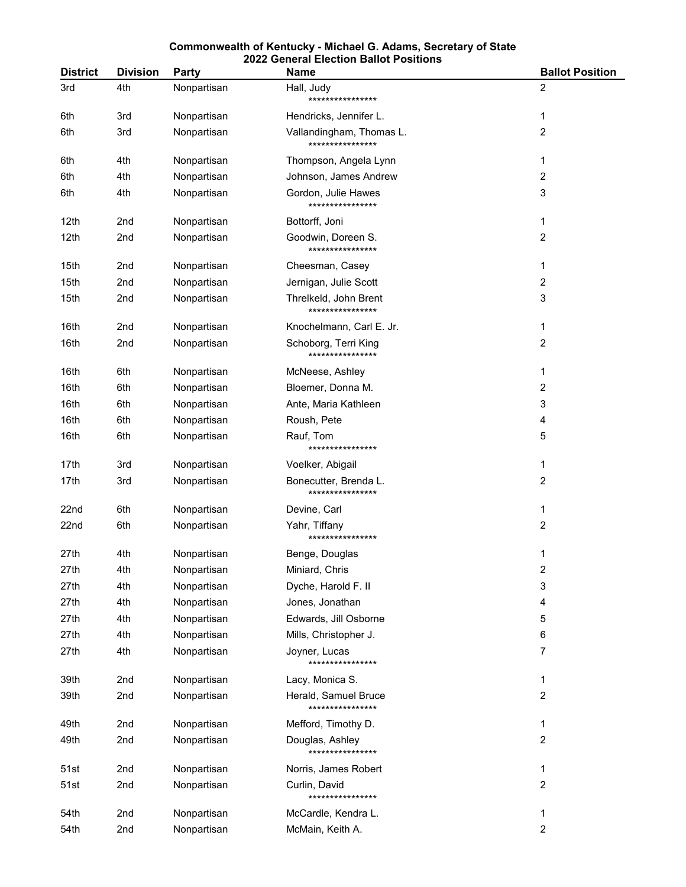**Commonwealth of Kentucky - Michael G. Adams, Secretary of State**
**2022 General Election Ballot Positions**

| District | Division | Party | Name | Ballot Position |
|---|---|---|---|---|
| 3rd | 4th | Nonpartisan | Hall, Judy | 2 |
| | | | **************** | |
| 6th | 3rd | Nonpartisan | Hendricks, Jennifer L. | 1 |
| 6th | 3rd | Nonpartisan | Vallandingham, Thomas L. | 2 |
| | | | **************** | |
| 6th | 4th | Nonpartisan | Thompson, Angela Lynn | 1 |
| 6th | 4th | Nonpartisan | Johnson, James Andrew | 2 |
| 6th | 4th | Nonpartisan | Gordon, Julie Hawes | 3 |
| | | | **************** | |
| 12th | 2nd | Nonpartisan | Bottorff, Joni | 1 |
| 12th | 2nd | Nonpartisan | Goodwin, Doreen S. | 2 |
| | | | **************** | |
| 15th | 2nd | Nonpartisan | Cheesman, Casey | 1 |
| 15th | 2nd | Nonpartisan | Jernigan, Julie Scott | 2 |
| 15th | 2nd | Nonpartisan | Threlkeld, John Brent | 3 |
| | | | **************** | |
| 16th | 2nd | Nonpartisan | Knochelmann, Carl E. Jr. | 1 |
| 16th | 2nd | Nonpartisan | Schoborg, Terri King | 2 |
| | | | **************** | |
| 16th | 6th | Nonpartisan | McNeese, Ashley | 1 |
| 16th | 6th | Nonpartisan | Bloemer, Donna M. | 2 |
| 16th | 6th | Nonpartisan | Ante, Maria Kathleen | 3 |
| 16th | 6th | Nonpartisan | Roush, Pete | 4 |
| 16th | 6th | Nonpartisan | Rauf, Tom | 5 |
| | | | **************** | |
| 17th | 3rd | Nonpartisan | Voelker, Abigail | 1 |
| 17th | 3rd | Nonpartisan | Bonecutter, Brenda L. | 2 |
| | | | **************** | |
| 22nd | 6th | Nonpartisan | Devine, Carl | 1 |
| 22nd | 6th | Nonpartisan | Yahr, Tiffany | 2 |
| | | | **************** | |
| 27th | 4th | Nonpartisan | Benge, Douglas | 1 |
| 27th | 4th | Nonpartisan | Miniard, Chris | 2 |
| 27th | 4th | Nonpartisan | Dyche, Harold F. II | 3 |
| 27th | 4th | Nonpartisan | Jones, Jonathan | 4 |
| 27th | 4th | Nonpartisan | Edwards, Jill Osborne | 5 |
| 27th | 4th | Nonpartisan | Mills, Christopher J. | 6 |
| 27th | 4th | Nonpartisan | Joyner, Lucas | 7 |
| | | | **************** | |
| 39th | 2nd | Nonpartisan | Lacy, Monica S. | 1 |
| 39th | 2nd | Nonpartisan | Herald, Samuel Bruce | 2 |
| | | | **************** | |
| 49th | 2nd | Nonpartisan | Mefford, Timothy D. | 1 |
| 49th | 2nd | Nonpartisan | Douglas, Ashley | 2 |
| | | | **************** | |
| 51st | 2nd | Nonpartisan | Norris, James Robert | 1 |
| 51st | 2nd | Nonpartisan | Curlin, David | 2 |
| | | | **************** | |
| 54th | 2nd | Nonpartisan | McCardle, Kendra L. | 1 |
| 54th | 2nd | Nonpartisan | McMain, Keith A. | 2 |